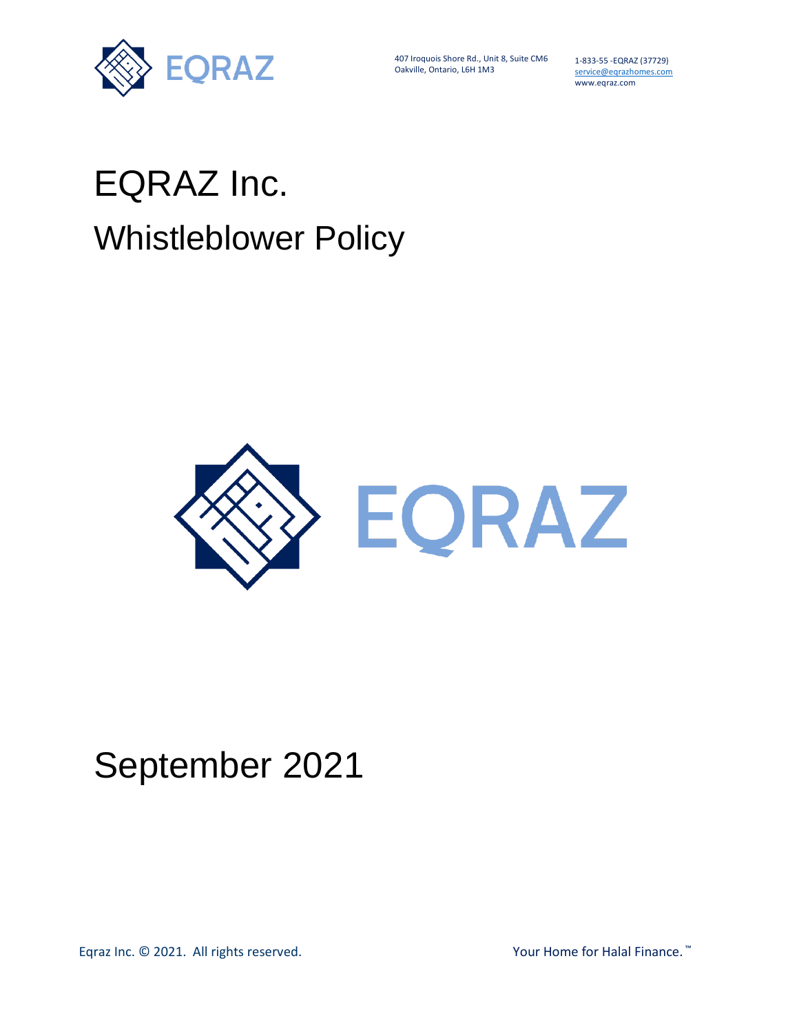407 Iroquois Shore Rd., Unit 8, Suite CM6
Oakville, Ontario, L6H 1M3

1-833-55 -EQRAZ (37729)
service@eqrazhomes.com
www.eqraz.com

# EQRAZ Inc.

## Whistleblower Policy

September 2021

Eqraz Inc. © 2021. All rights reserved.

Your Home for Halal Finance.™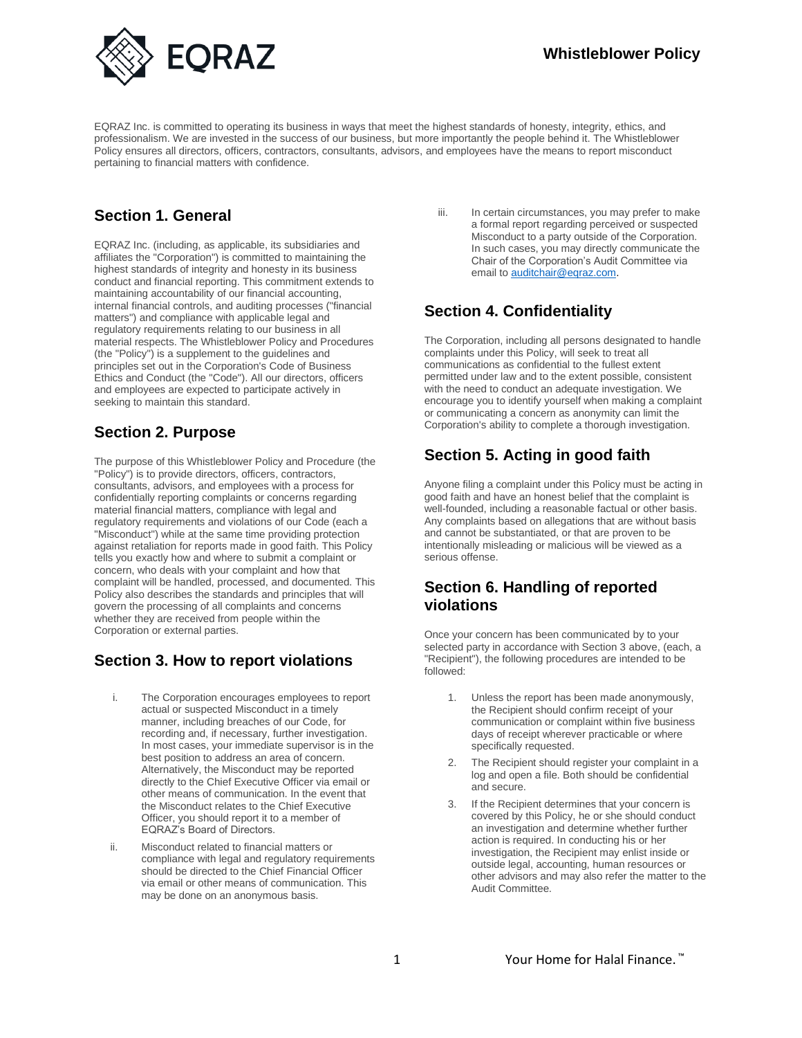EQRAZ Inc. is committed to operating its business in ways that meet the highest standards of honesty, integrity, ethics, and professionalism. We are invested in the success of our business, but more importantly the people behind it. The Whistleblower Policy ensures all directors, officers, contractors, consultants, advisors, and employees have the means to report misconduct pertaining to financial matters with confidence.

## Section 1. General

EQRAZ Inc. (including, as applicable, its subsidiaries and affiliates the "Corporation") is committed to maintaining the highest standards of integrity and honesty in its business conduct and financial reporting. This commitment extends to maintaining accountability of our financial accounting, internal financial controls, and auditing processes ("financial matters") and compliance with applicable legal and regulatory requirements relating to our business in all material respects. The Whistleblower Policy and Procedures (the "Policy") is a supplement to the guidelines and principles set out in the Corporation's Code of Business Ethics and Conduct (the "Code"). All our directors, officers and employees are expected to participate actively in seeking to maintain this standard.

## Section 2. Purpose

The purpose of this Whistleblower Policy and Procedure (the "Policy") is to provide directors, officers, contractors, consultants, advisors, and employees with a process for confidentially reporting complaints or concerns regarding material financial matters, compliance with legal and regulatory requirements and violations of our Code (each a "Misconduct") while at the same time providing protection against retaliation for reports made in good faith. This Policy tells you exactly how and where to submit a complaint or concern, who deals with your complaint and how that complaint will be handled, processed, and documented. This Policy also describes the standards and principles that will govern the processing of all complaints and concerns whether they are received from people within the Corporation or external parties.

## Section 3. How to report violations

i. The Corporation encourages employees to report actual or suspected Misconduct in a timely manner, including breaches of our Code, for recording and, if necessary, further investigation. In most cases, your immediate supervisor is in the best position to address an area of concern. Alternatively, the Misconduct may be reported directly to the Chief Executive Officer via email or other means of communication. In the event that the Misconduct relates to the Chief Executive Officer, you should report it to a member of EQRAZ's Board of Directors.

ii. Misconduct related to financial matters or compliance with legal and regulatory requirements should be directed to the Chief Financial Officer via email or other means of communication. This may be done on an anonymous basis.

iii. In certain circumstances, you may prefer to make a formal report regarding perceived or suspected Misconduct to a party outside of the Corporation. In such cases, you may directly communicate the Chair of the Corporation's Audit Committee via email to auditchair@eqraz.com.

## Section 4. Confidentiality

The Corporation, including all persons designated to handle complaints under this Policy, will seek to treat all communications as confidential to the fullest extent permitted under law and to the extent possible, consistent with the need to conduct an adequate investigation. We encourage you to identify yourself when making a complaint or communicating a concern as anonymity can limit the Corporation's ability to complete a thorough investigation.

## Section 5. Acting in good faith

Anyone filing a complaint under this Policy must be acting in good faith and have an honest belief that the complaint is well-founded, including a reasonable factual or other basis. Any complaints based on allegations that are without basis and cannot be substantiated, or that are proven to be intentionally misleading or malicious will be viewed as a serious offense.

## Section 6. Handling of reported violations

Once your concern has been communicated by to your selected party in accordance with Section 3 above, (each, a "Recipient"), the following procedures are intended to be followed:

1. Unless the report has been made anonymously, the Recipient should confirm receipt of your communication or complaint within five business days of receipt wherever practicable or where specifically requested.
2. The Recipient should register your complaint in a log and open a file. Both should be confidential and secure.
3. If the Recipient determines that your concern is covered by this Policy, he or she should conduct an investigation and determine whether further action is required. In conducting his or her investigation, the Recipient may enlist inside or outside legal, accounting, human resources or other advisors and may also refer the matter to the Audit Committee.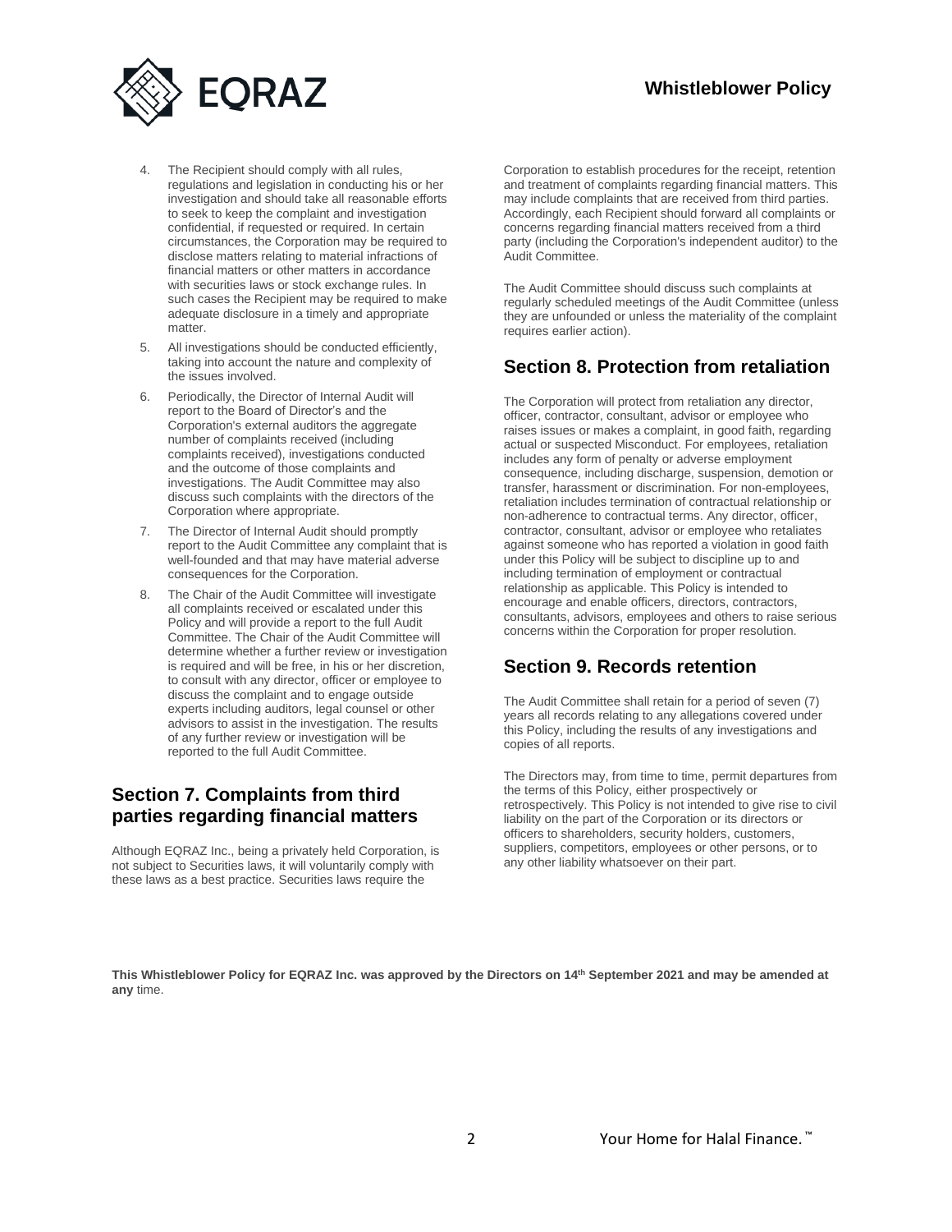4. The Recipient should comply with all rules, regulations and legislation in conducting his or her investigation and should take all reasonable efforts to seek to keep the complaint and investigation confidential, if requested or required. In certain circumstances, the Corporation may be required to disclose matters relating to material infractions of financial matters or other matters in accordance with securities laws or stock exchange rules. In such cases the Recipient may be required to make adequate disclosure in a timely and appropriate matter.
5. All investigations should be conducted efficiently, taking into account the nature and complexity of the issues involved.
6. Periodically, the Director of Internal Audit will report to the Board of Director's and the Corporation's external auditors the aggregate number of complaints received (including complaints received), investigations conducted and the outcome of those complaints and investigations. The Audit Committee may also discuss such complaints with the directors of the Corporation where appropriate.
7. The Director of Internal Audit should promptly report to the Audit Committee any complaint that is well-founded and that may have material adverse consequences for the Corporation.
8. The Chair of the Audit Committee will investigate all complaints received or escalated under this Policy and will provide a report to the full Audit Committee. The Chair of the Audit Committee will determine whether a further review or investigation is required and will be free, in his or her discretion, to consult with any director, officer or employee to discuss the complaint and to engage outside experts including auditors, legal counsel or other advisors to assist in the investigation. The results of any further review or investigation will be reported to the full Audit Committee.

## Section 7. Complaints from third parties regarding financial matters

Although EQRAZ Inc., being a privately held Corporation, is not subject to Securities laws, it will voluntarily comply with these laws as a best practice. Securities laws require the Corporation to establish procedures for the receipt, retention and treatment of complaints regarding financial matters. This may include complaints that are received from third parties. Accordingly, each Recipient should forward all complaints or concerns regarding financial matters received from a third party (including the Corporation's independent auditor) to the Audit Committee.

The Audit Committee should discuss such complaints at regularly scheduled meetings of the Audit Committee (unless they are unfounded or unless the materiality of the complaint requires earlier action).

## Section 8. Protection from retaliation

The Corporation will protect from retaliation any director, officer, contractor, consultant, advisor or employee who raises issues or makes a complaint, in good faith, regarding actual or suspected Misconduct. For employees, retaliation includes any form of penalty or adverse employment consequence, including discharge, suspension, demotion or transfer, harassment or discrimination. For non-employees, retaliation includes termination of contractual relationship or non-adherence to contractual terms. Any director, officer, contractor, consultant, advisor or employee who retaliates against someone who has reported a violation in good faith under this Policy will be subject to discipline up to and including termination of employment or contractual relationship as applicable. This Policy is intended to encourage and enable officers, directors, contractors, consultants, advisors, employees and others to raise serious concerns within the Corporation for proper resolution.

## Section 9. Records retention

The Audit Committee shall retain for a period of seven (7) years all records relating to any allegations covered under this Policy, including the results of any investigations and copies of all reports.

The Directors may, from time to time, permit departures from the terms of this Policy, either prospectively or retrospectively. This Policy is not intended to give rise to civil liability on the part of the Corporation or its directors or officers to shareholders, security holders, customers, suppliers, competitors, employees or other persons, or to any other liability whatsoever on their part.

**This Whistleblower Policy for EQRAZ Inc. was approved by the Directors on 14th September 2021 and may be amended at any** time.